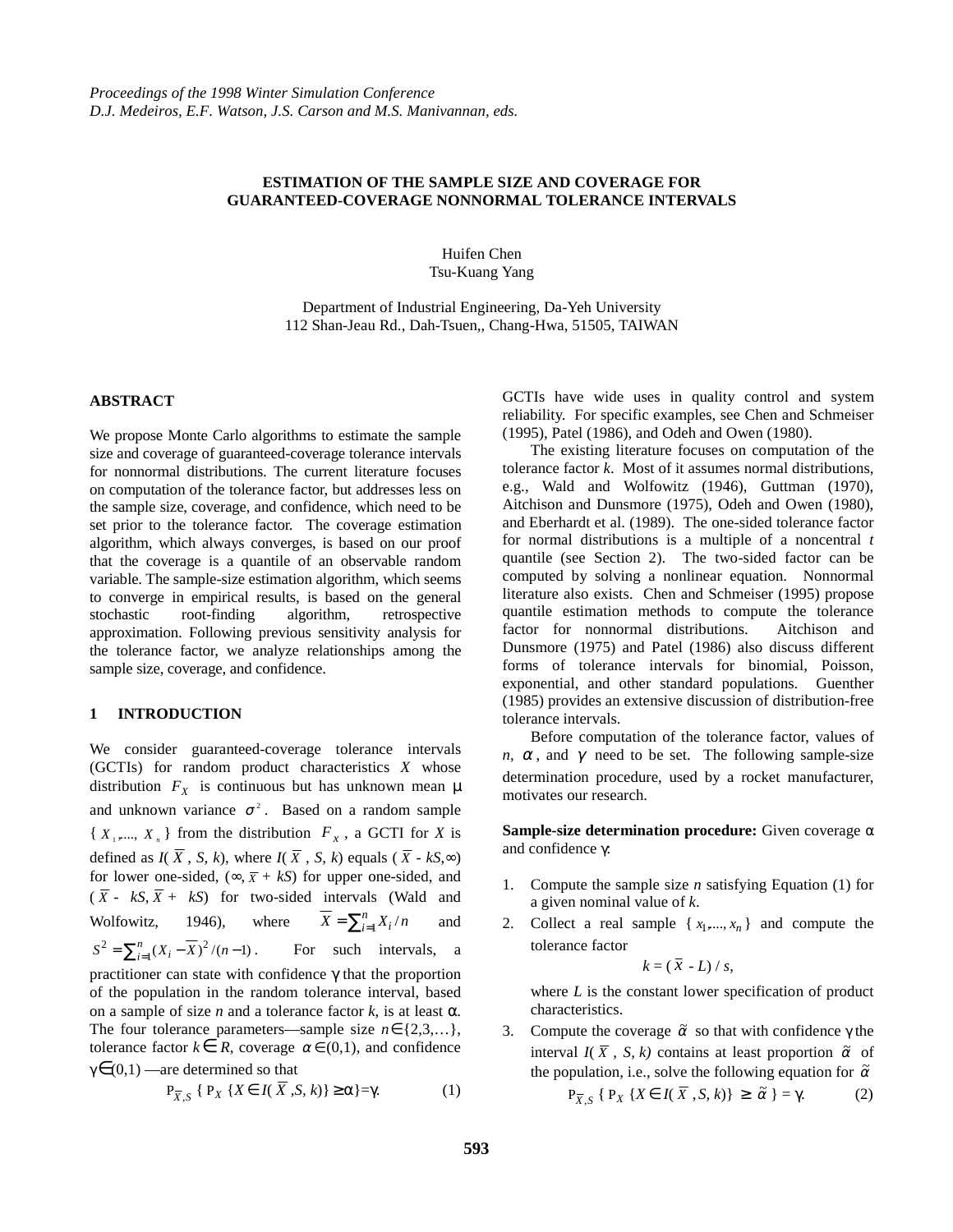# ESTIMATION OF THE SAMPLE SIZE AND COVERAGE FOR GUARANTEED-COVERAGE NONNORMAL TOLERANCE INTERVALS

Huifen Chen
Tsu-Kuang Yang

Department of Industrial Engineering, Da-Yeh University
112 Shan-Jeau Rd., Dah-Tsuen,, Chang-Hwa, 51505, TAIWAN

## ABSTRACT

We propose Monte Carlo algorithms to estimate the sample size and coverage of guaranteed-coverage tolerance intervals for nonnormal distributions. The current literature focuses on computation of the tolerance factor, but addresses less on the sample size, coverage, and confidence, which need to be set prior to the tolerance factor. The coverage estimation algorithm, which always converges, is based on our proof that the coverage is a quantile of an observable random variable. The sample-size estimation algorithm, which seems to converge in empirical results, is based on the general stochastic root-finding algorithm, retrospective approximation. Following previous sensitivity analysis for the tolerance factor, we analyze relationships among the sample size, coverage, and confidence.

## 1 INTRODUCTION

We consider guaranteed-coverage tolerance intervals (GCTIs) for random product characteristics $X$ whose distribution $F_X$ is continuous but has unknown mean μ and unknown variance $\sigma^2$. Based on a random sample $\{X_1, ..., X_n\}$ from the distribution $F_X$, a GCTI for $X$ is defined as $I(\overline{X}, S, k)$, where $I(\overline{X}, S, k)$ equals $(\overline{X} - kS, \infty)$ for lower one-sided, $(\infty, \overline{X} + kS)$ for upper one-sided, and $(\overline{X} - kS, \overline{X} + kS)$ for two-sided intervals (Wald and Wolfowitz, 1946), where $\overline{X} = \sum_{i=1}^{n} X_i / n$ and $S^2 = \sum_{i=1}^{n} (X_i - \overline{X})^2 / (n-1)$. For such intervals, a practitioner can state with confidence γ that the proportion of the population in the random tolerance interval, based on a sample of size $n$ and a tolerance factor $k$, is at least α. The four tolerance parameters—sample size $n \in \{2,3,\ldots\}$, tolerance factor $k \in R$, coverage $\alpha \in (0,1)$, and confidence $\gamma \in (0,1)$ —are determined so that

$$\mathrm{P}_{\overline{X},S}\{\,\mathrm{P}_X\{X \in I(\overline{X}, S, k)\} \geq \alpha\} = \gamma. \tag{1}$$

GCTIs have wide uses in quality control and system reliability. For specific examples, see Chen and Schmeiser (1995), Patel (1986), and Odeh and Owen (1980).

The existing literature focuses on computation of the tolerance factor $k$. Most of it assumes normal distributions, e.g., Wald and Wolfowitz (1946), Guttman (1970), Aitchison and Dunsmore (1975), Odeh and Owen (1980), and Eberhardt et al. (1989). The one-sided tolerance factor for normal distributions is a multiple of a noncentral $t$ quantile (see Section 2). The two-sided factor can be computed by solving a nonlinear equation. Nonnormal literature also exists. Chen and Schmeiser (1995) propose quantile estimation methods to compute the tolerance factor for nonnormal distributions. Aitchison and Dunsmore (1975) and Patel (1986) also discuss different forms of tolerance intervals for binomial, Poisson, exponential, and other standard populations. Guenther (1985) provides an extensive discussion of distribution-free tolerance intervals.

Before computation of the tolerance factor, values of $n$, $\alpha$, and $\gamma$ need to be set. The following sample-size determination procedure, used by a rocket manufacturer, motivates our research.

**Sample-size determination procedure:** Given coverage α and confidence γ:

1. Compute the sample size $n$ satisfying Equation (1) for a given nominal value of $k$.
2. Collect a real sample $\{x_1, ..., x_n\}$ and compute the tolerance factor

   $$k = (\overline{x} - L) / s,$$

   where $L$ is the constant lower specification of product characteristics.
3. Compute the coverage $\tilde{\alpha}$ so that with confidence γ the interval $I(\overline{X}, S, k)$ contains at least proportion $\tilde{\alpha}$ of the population, i.e., solve the following equation for $\tilde{\alpha}$

$$\mathrm{P}_{\overline{X},S}\{\,\mathrm{P}_X\{X \in I(\overline{X}, S, k)\} \geq \tilde{\alpha}\} = \gamma. \tag{2}$$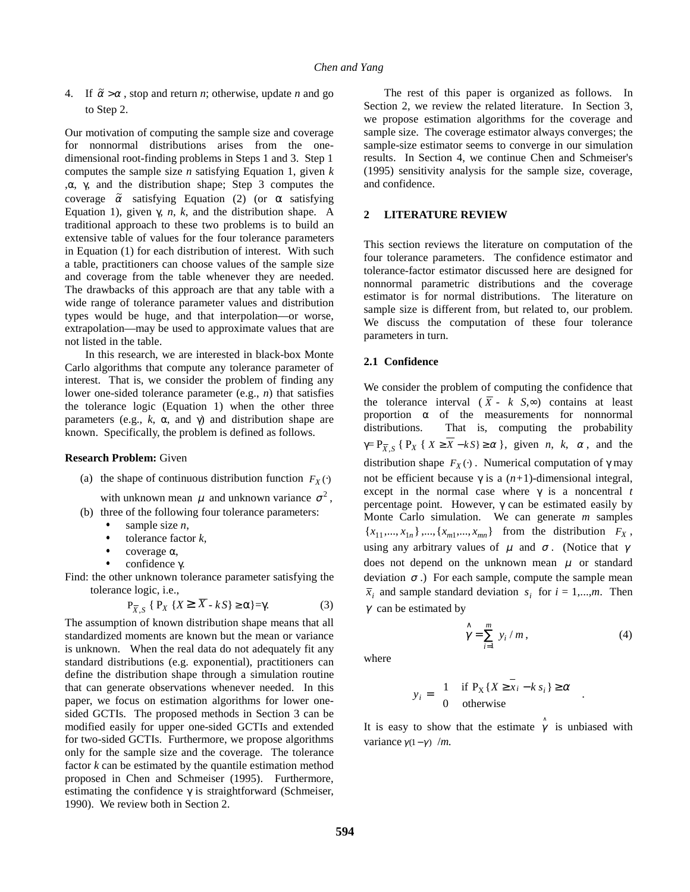4. If $\tilde{\alpha} > \alpha$, stop and return *n*; otherwise, update *n* and go to Step 2.

Our motivation of computing the sample size and coverage for nonnormal distributions arises from the one-dimensional root-finding problems in Steps 1 and 3. Step 1 computes the sample size *n* satisfying Equation 1, given *k*, $\alpha$, $\gamma$, and the distribution shape; Step 3 computes the coverage $\tilde{\alpha}$ satisfying Equation (2) (or $\alpha$ satisfying Equation 1), given $\gamma$, *n*, *k*, and the distribution shape. A traditional approach to these two problems is to build an extensive table of values for the four tolerance parameters in Equation (1) for each distribution of interest. With such a table, practitioners can choose values of the sample size and coverage from the table whenever they are needed. The drawbacks of this approach are that any table with a wide range of tolerance parameter values and distribution types would be huge, and that interpolation—or worse, extrapolation—may be used to approximate values that are not listed in the table.

In this research, we are interested in black-box Monte Carlo algorithms that compute any tolerance parameter of interest. That is, we consider the problem of finding any lower one-sided tolerance parameter (e.g., *n*) that satisfies the tolerance logic (Equation 1) when the other three parameters (e.g., *k*, $\alpha$, and $\gamma$) and distribution shape are known. Specifically, the problem is defined as follows.

**Research Problem:** Given

(a) the shape of continuous distribution function $F_X(\cdot)$ with unknown mean $\mu$ and unknown variance $\sigma^2$,

(b) three of the following four tolerance parameters:
- sample size *n*,
- tolerance factor *k*,
- coverage $\alpha$,
- confidence $\gamma$.

Find: the other unknown tolerance parameter satisfying the tolerance logic, i.e.,

$$\mathrm{P}_{\overline{X},S}\ \{\ \mathrm{P}_X\ \{X \geq \overline{X} - kS\} \geq \alpha\} = \gamma. \tag{3}$$

The assumption of known distribution shape means that all standardized moments are known but the mean or variance is unknown. When the real data do not adequately fit any standard distributions (e.g. exponential), practitioners can define the distribution shape through a simulation routine that can generate observations whenever needed. In this paper, we focus on estimation algorithms for lower one-sided GCTIs. The proposed methods in Section 3 can be modified easily for upper one-sided GCTIs and extended for two-sided GCTIs. Furthermore, we propose algorithms only for the sample size and the coverage. The tolerance factor *k* can be estimated by the quantile estimation method proposed in Chen and Schmeiser (1995). Furthermore, estimating the confidence $\gamma$ is straightforward (Schmeiser, 1990). We review both in Section 2.

The rest of this paper is organized as follows. In Section 2, we review the related literature. In Section 3, we propose estimation algorithms for the coverage and sample size. The coverage estimator always converges; the sample-size estimator seems to converge in our simulation results. In Section 4, we continue Chen and Schmeiser's (1995) sensitivity analysis for the sample size, coverage, and confidence.

## 2 LITERATURE REVIEW

This section reviews the literature on computation of the four tolerance parameters. The confidence estimator and tolerance-factor estimator discussed here are designed for nonnormal parametric distributions and the coverage estimator is for normal distributions. The literature on sample size is different from, but related to, our problem. We discuss the computation of these four tolerance parameters in turn.

### 2.1 Confidence

We consider the problem of computing the confidence that the tolerance interval $(\overline{X} - k\ S, \infty)$ contains at least proportion $\alpha$ of the measurements for nonnormal distributions. That is, computing the probability $\gamma = \mathrm{P}_{\overline{X},S}\ \{\ \mathrm{P}_X\ \{\ X \geq \overline{X} - kS\} \geq \alpha\ \}$, given *n*, *k*, $\alpha$, and the distribution shape $F_X(\cdot)$. Numerical computation of $\gamma$ may not be efficient because $\gamma$ is a $(n+1)$-dimensional integral, except in the normal case where $\gamma$ is a noncentral *t* percentage point. However, $\gamma$ can be estimated easily by Monte Carlo simulation. We can generate *m* samples $\{x_{11},...,x_{1n}\},...,\{x_{m1},...,x_{mn}\}$ from the distribution $F_X$, using any arbitrary values of $\mu$ and $\sigma$. (Notice that $\gamma$ does not depend on the unknown mean $\mu$ or standard deviation $\sigma$.) For each sample, compute the sample mean $\bar{x}_i$ and sample standard deviation $s_i$ for $i = 1,...,m$. Then $\gamma$ can be estimated by

$$\hat{\gamma} = \sum_{i=1}^{m} y_i / m, \tag{4}$$

where

$$y_i = \begin{cases} 1 & \text{if } \mathrm{P_X}\{X \geq \bar{x}_i - k\, s_i\} \geq \alpha \\ 0 & \text{otherwise} \end{cases}.$$

It is easy to show that the estimate $\hat{\gamma}$ is unbiased with variance $\gamma(1-\gamma)\ /m$.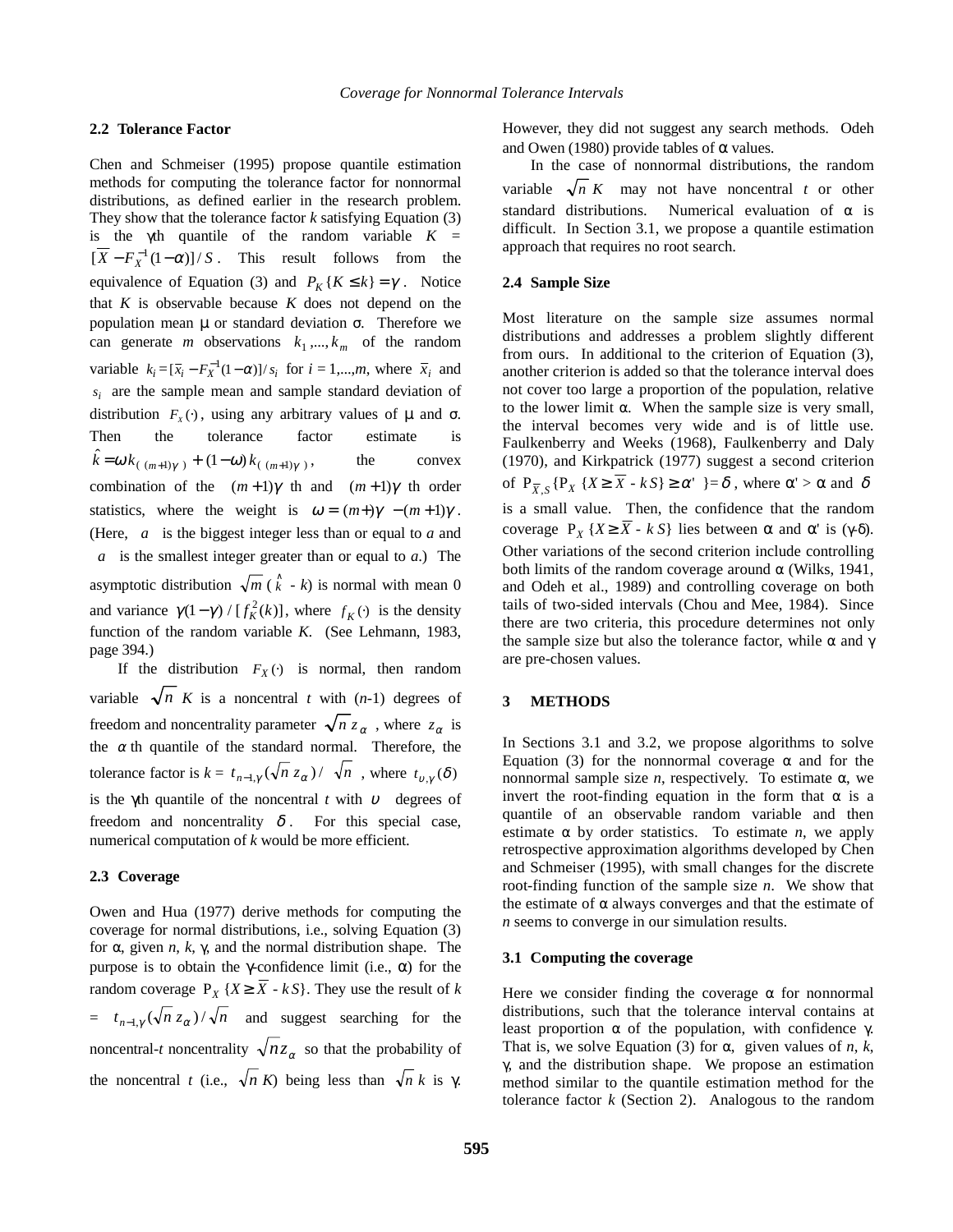### 2.2 Tolerance Factor

Chen and Schmeiser (1995) propose quantile estimation methods for computing the tolerance factor for nonnormal distributions, as defined earlier in the research problem. They show that the tolerance factor $k$ satisfying Equation (3) is the $\gamma$th quantile of the random variable $K = [\overline{X} - F_X^{-1}(1-\alpha)]/S$. This result follows from the equivalence of Equation (3) and $P_K\{K \le k\} = \gamma$. Notice that $K$ is observable because $K$ does not depend on the population mean $\mu$ or standard deviation $\sigma$. Therefore we can generate $m$ observations $k_1, ..., k_m$ of the random variable $k_i = [\overline{x}_i - F_X^{-1}(1-\alpha)]/s_i$ for $i = 1,...,m$, where $\overline{x}_i$ and $s_i$ are the sample mean and sample standard deviation of distribution $F_X(\cdot)$, using any arbitrary values of $\mu$ and $\sigma$. Then the tolerance factor estimate is $\hat{k} = \omega k_{(\lfloor (m+1)\gamma \rfloor)} + (1-\omega) k_{(\lceil (m+1)\gamma \rceil)}$, the convex combination of the $\lfloor (m+1)\gamma \rfloor$ th and $\lceil (m+1)\gamma \rceil$ th order statistics, where the weight is $\omega = \lceil (m+1)\gamma \rceil - (m+1)\gamma$. (Here, $\lfloor a \rfloor$ is the biggest integer less than or equal to $a$ and $\lceil a \rceil$ is the smallest integer greater than or equal to $a$.) The asymptotic distribution $\sqrt{m}\,(\hat{k} - k)$ is normal with mean 0 and variance $\gamma(1-\gamma)/[f_K^2(k)]$, where $f_K(\cdot)$ is the density function of the random variable $K$. (See Lehmann, 1983, page 394.)

If the distribution $F_X(\cdot)$ is normal, then random variable $\sqrt{n}\,K$ is a noncentral $t$ with $(n$-1) degrees of freedom and noncentrality parameter $\sqrt{n}\,z_\alpha$, where $z_\alpha$ is the $\alpha$ th quantile of the standard normal. Therefore, the tolerance factor is $k = t_{n-1,\gamma}(\sqrt{n}\,z_\alpha)/\sqrt{n}$, where $t_{\upsilon,\gamma}(\delta)$ is the $\gamma$th quantile of the noncentral $t$ with $\upsilon$ degrees of freedom and noncentrality $\delta$. For this special case, numerical computation of $k$ would be more efficient.

### 2.3 Coverage

Owen and Hua (1977) derive methods for computing the coverage for normal distributions, i.e., solving Equation (3) for $\alpha$, given $n$, $k$, $\gamma$, and the normal distribution shape. The purpose is to obtain the $\gamma$-confidence limit (i.e., $\alpha$) for the random coverage $P_X\{X \ge \overline{X} - kS\}$. They use the result of $k = t_{n-1,\gamma}(\sqrt{n}\,z_\alpha)/\sqrt{n}$ and suggest searching for the noncentral-$t$ noncentrality $\sqrt{n}z_\alpha$ so that the probability of the noncentral $t$ (i.e., $\sqrt{n}\,K$) being less than $\sqrt{n}\,k$ is $\gamma$. However, they did not suggest any search methods. Odeh and Owen (1980) provide tables of $\alpha$ values.

In the case of nonnormal distributions, the random variable $\sqrt{n}\,K$ may not have noncentral $t$ or other standard distributions. Numerical evaluation of $\alpha$ is difficult. In Section 3.1, we propose a quantile estimation approach that requires no root search.

### 2.4 Sample Size

Most literature on the sample size assumes normal distributions and addresses a problem slightly different from ours. In additional to the criterion of Equation (3), another criterion is added so that the tolerance interval does not cover too large a proportion of the population, relative to the lower limit $\alpha$. When the sample size is very small, the interval becomes very wide and is of little use. Faulkenberry and Weeks (1968), Faulkenberry and Daly (1970), and Kirkpatrick (1977) suggest a second criterion of $P_{\overline{X},S}\{P_X\{X \ge \overline{X} - kS\} \ge \alpha'\} = \delta$, where $\alpha' > \alpha$ and $\delta$ is a small value. Then, the confidence that the random coverage $P_X\{X \ge \overline{X} - kS\}$ lies between $\alpha$ and $\alpha'$ is ($\gamma$-$\delta$). Other variations of the second criterion include controlling both limits of the random coverage around $\alpha$ (Wilks, 1941, and Odeh et al., 1989) and controlling coverage on both tails of two-sided intervals (Chou and Mee, 1984). Since there are two criteria, this procedure determines not only the sample size but also the tolerance factor, while $\alpha$ and $\gamma$ are pre-chosen values.

## 3 METHODS

In Sections 3.1 and 3.2, we propose algorithms to solve Equation (3) for the nonnormal coverage $\alpha$ and for the nonnormal sample size $n$, respectively. To estimate $\alpha$, we invert the root-finding equation in the form that $\alpha$ is a quantile of an observable random variable and then estimate $\alpha$ by order statistics. To estimate $n$, we apply retrospective approximation algorithms developed by Chen and Schmeiser (1995), with small changes for the discrete root-finding function of the sample size $n$. We show that the estimate of $\alpha$ always converges and that the estimate of $n$ seems to converge in our simulation results.

### 3.1 Computing the coverage

Here we consider finding the coverage $\alpha$ for nonnormal distributions, such that the tolerance interval contains at least proportion $\alpha$ of the population, with confidence $\gamma$. That is, we solve Equation (3) for $\alpha$, given values of $n$, $k$, $\gamma$, and the distribution shape. We propose an estimation method similar to the quantile estimation method for the tolerance factor $k$ (Section 2). Analogous to the random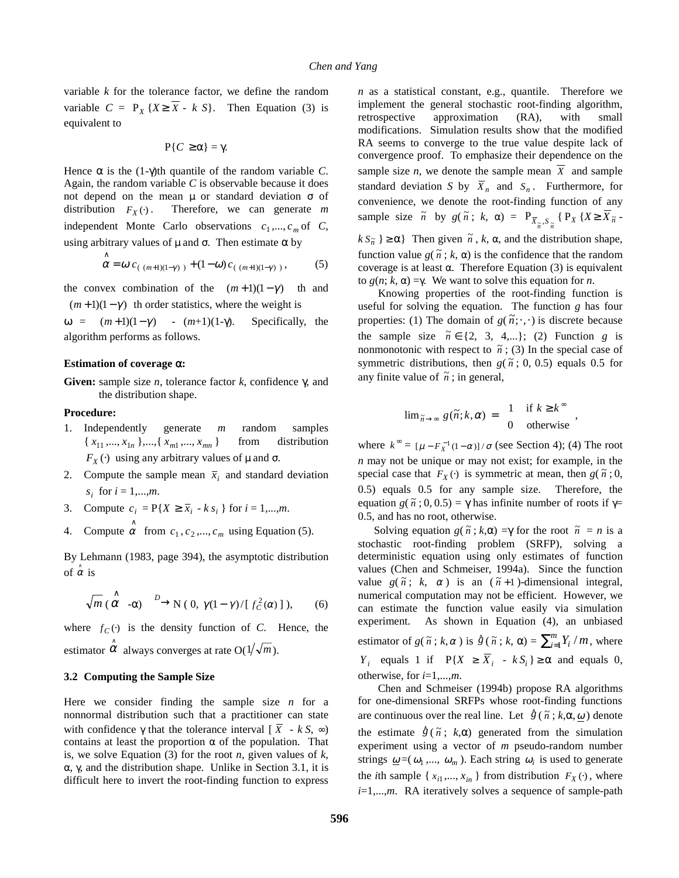variable $k$ for the tolerance factor, we define the random variable $C = P_X\{X \geq \bar{X} - k\,S\}$. Then Equation (3) is equivalent to

$$P\{C \geq \alpha\} = \gamma.$$

Hence $\alpha$ is the (1-$\gamma$)th quantile of the random variable $C$. Again, the random variable $C$ is observable because it does not depend on the mean $\mu$ or standard deviation $\sigma$ of distribution $F_X(\cdot)$. Therefore, we can generate $m$ independent Monte Carlo observations $c_1,...,c_m$ of $C$, using arbitrary values of $\mu$ and $\sigma$. Then estimate $\alpha$ by

$$\hat{\alpha} = \omega\, c_{(\lfloor (m+1)(1-\gamma) \rfloor)} + (1-\omega)\, c_{(\lceil (m+1)(1-\gamma) \rceil)}, \qquad (5)$$

the convex combination of the $\lfloor (m+1)(1-\gamma) \rfloor$ th and $\lceil (m+1)(1-\gamma) \rceil$ th order statistics, where the weight is $\omega = \lceil (m+1)(1-\gamma) \rceil - (m+1)(1-\gamma)$. Specifically, the algorithm performs as follows.

**Estimation of coverage $\alpha$:**

**Given:** sample size $n$, tolerance factor $k$, confidence $\gamma$, and the distribution shape.

**Procedure:**

1. Independently generate $m$ random samples $\{x_{11},...,x_{1n}\},...,\{x_{m1},...,x_{mn}\}$ from distribution $F_X(\cdot)$ using any arbitrary values of $\mu$ and $\sigma$.
2. Compute the sample mean $\bar{x}_i$ and standard deviation $s_i$ for $i = 1,...,m$.
3. Compute $c_i = P\{X \geq \bar{x}_i - k\,s_i\}$ for $i = 1,...,m$.
4. Compute $\hat{\alpha}$ from $c_1, c_2,..., c_m$ using Equation (5).

By Lehmann (1983, page 394), the asymptotic distribution of $\hat{\alpha}$ is

$$\sqrt{m}\,(\hat{\alpha} - \alpha) \xrightarrow{D} N\,(0,\ \gamma(1-\gamma)/[\,f_C^2(\alpha)\,]), \qquad (6)$$

where $f_C(\cdot)$ is the density function of $C$. Hence, the estimator $\hat{\alpha}$ always converges at rate $O(1/\sqrt{m})$.

### 3.2 Computing the Sample Size

Here we consider finding the sample size $n$ for a nonnormal distribution such that a practitioner can state with confidence $\gamma$ that the tolerance interval $[\,\bar{X} - k\,S,\ \infty)$ contains at least the proportion $\alpha$ of the population. That is, we solve Equation (3) for the root $n$, given values of $k$, $\alpha$, $\gamma$, and the distribution shape. Unlike in Section 3.1, it is difficult here to invert the root-finding function to express $n$ as a statistical constant, e.g., quantile. Therefore we implement the general stochastic root-finding algorithm, retrospective approximation (RA), with small modifications. Simulation results show that the modified RA seems to converge to the true value despite lack of convergence proof. To emphasize their dependence on the sample size $n$, we denote the sample mean $\bar{X}$ and sample standard deviation $S$ by $\bar{X}_n$ and $S_n$. Furthermore, for convenience, we denote the root-finding function of any sample size $\tilde{n}$ by $g(\tilde{n};\, k,\, \alpha) = P_{\bar{X}_{\tilde{n}}, S_{\tilde{n}}}\{\, P_X\{X \geq \bar{X}_{\tilde{n}} - k\,S_{\tilde{n}}\} \geq \alpha\}$ Then given $\tilde{n}$, $k$, $\alpha$, and the distribution shape, function value $g(\tilde{n};\, k,\, \alpha)$ is the confidence that the random coverage is at least $\alpha$. Therefore Equation (3) is equivalent to $g(n;\, k,\, \alpha) = \gamma$. We want to solve this equation for $n$.

Knowing properties of the root-finding function is useful for solving the equation. The function $g$ has four properties: (1) The domain of $g(\tilde{n};\cdot,\cdot)$ is discrete because the sample size $\tilde{n} \in \{2, 3, 4,...\}$; (2) Function $g$ is nonmonotonic with respect to $\tilde{n}$; (3) In the special case of symmetric distributions, then $g(\tilde{n};\, 0,\, 0.5)$ equals 0.5 for any finite value of $\tilde{n}$; in general,

$$\lim_{\tilde{n}\to\infty} g(\tilde{n};k,\alpha) = \begin{cases} 1 & \text{if } k \geq k^{\infty} \\ 0 & \text{otherwise} \end{cases},$$

where $k^{\infty} = [\mu - F_X^{-1}(1-\alpha)]/\sigma$ (see Section 4); (4) The root $n$ may not be unique or may not exist; for example, in the special case that $F_X(\cdot)$ is symmetric at mean, then $g(\tilde{n};\, 0,\, 0.5)$ equals 0.5 for any sample size. Therefore, the equation $g(\tilde{n};\, 0,\, 0.5) = \gamma$ has infinite number of roots if $\gamma = 0.5$, and has no root, otherwise.

Solving equation $g(\tilde{n};\, k,\alpha) = \gamma$ for the root $\tilde{n} = n$ is a stochastic root-finding problem (SRFP), solving a deterministic equation using only estimates of function values (Chen and Schmeiser, 1994a). Since the function value $g(\tilde{n};\ k,\ \alpha)$ is an $(\tilde{n}+1)$-dimensional integral, numerical computation may not be efficient. However, we can estimate the function value easily via simulation experiment. As shown in Equation (4), an unbiased estimator of $g(\tilde{n};\, k,\alpha)$ is $\hat{g}(\tilde{n};\, k,\, \alpha) = \sum_{i=1}^{m} Y_i / m$, where $Y_i$ equals 1 if $P\{X \geq \bar{X}_i - k\,S_i\} \geq \alpha$ and equals 0, otherwise, for $i=1,...,m$.

Chen and Schmeiser (1994b) propose RA algorithms for one-dimensional SRFPs whose root-finding functions are continuous over the real line. Let $\hat{g}(\tilde{n};\, k,\alpha,\underline{\omega})$ denote the estimate $\hat{g}(\tilde{n};\ k,\alpha)$ generated from the simulation experiment using a vector of $m$ pseudo-random number strings $\underline{\omega} = (\omega_1,...,\ \omega_m)$. Each string $\omega_i$ is used to generate the $i$th sample $\{x_{i1},...,x_{in}\}$ from distribution $F_X(\cdot)$, where $i=1,...,m$. RA iteratively solves a sequence of sample-path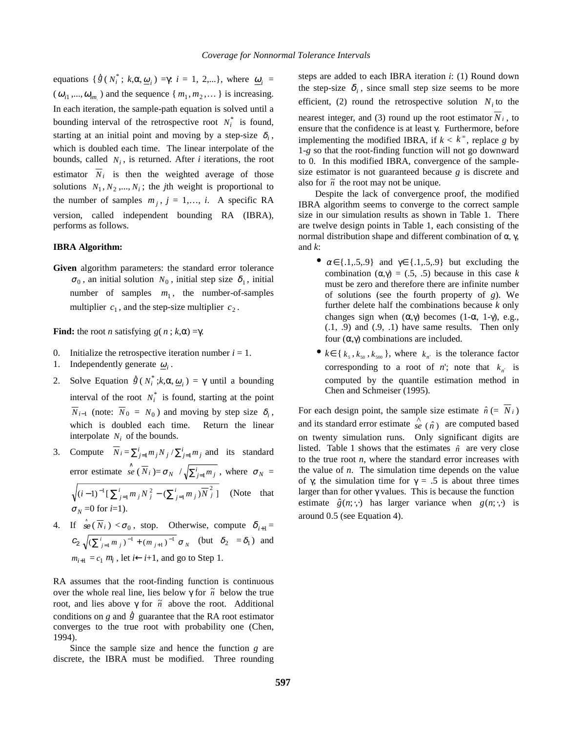equations $\{\hat{g}(N_i^*;\, k, \alpha, \underline{\omega}_i) = \gamma:\ i = 1, 2, \ldots\}$, where $\underline{\omega}_i = (\omega_{i1}, \ldots, \omega_{im_i})$ and the sequence $\{m_1, m_2, \ldots\}$ is increasing. In each iteration, the sample-path equation is solved until a bounding interval of the retrospective root $N_i^*$ is found, starting at an initial point and moving by a step-size $\delta_i$, which is doubled each time. The linear interpolate of the bounds, called $N_i$, is returned. After $i$ iterations, the root estimator $\overline{N}_i$ is then the weighted average of those solutions $N_1, N_2, \ldots, N_i$; the $j$th weight is proportional to the number of samples $m_j$, $j = 1, \ldots, i$. A specific RA version, called independent bounding RA (IBRA), performs as follows.

**IBRA Algorithm:**

**Given** algorithm parameters: the standard error tolerance $\sigma_0$, an initial solution $N_0$, initial step size $\delta_1$, initial number of samples $m_1$, the number-of-samples multiplier $c_1$, and the step-size multiplier $c_2$.

**Find:** the root $n$ satisfying $g(n;\, k, \alpha) = \gamma$.

0. Initialize the retrospective iteration number $i = 1$.
1. Independently generate $\underline{\omega}_i$.
2. Solve Equation $\hat{g}(N_i^*; k, \alpha, \underline{\omega}_i) = \gamma$ until a bounding interval of the root $N_i^*$ is found, starting at the point $\overline{N}_{i-1}$ (note: $\overline{N}_0 = N_0$) and moving by step size $\delta_i$, which is doubled each time. Return the linear interpolate $N_i$ of the bounds.
3. Compute $\overline{N}_i = \sum_{j=1}^{i} m_j N_j / \sum_{j=1}^{i} m_j$ and its standard error estimate $\hat{se}(\overline{N}_i) = \sigma_N / \sqrt{\sum_{j=1}^{i} m_j}$, where $\sigma_N = \sqrt{(i-1)^{-1}[\sum_{j=1}^{i} m_j N_j^2 - (\sum_{j=1}^{i} m_j)\overline{N}_j^2]}$ (Note that $\sigma_N = 0$ for $i=1$).
4. If $\hat{se}(\overline{N}_i) < \sigma_0$, stop. Otherwise, compute $\delta_{i+1} = c_2 \sqrt{(\sum_{j=1}^{i} m_j)^{-1} + (m_{j+1})^{-1}}\ \sigma_N$ (but $\delta_2 = \delta_1$) and $m_{i+1} = c_1 m_i$, let $i \leftarrow i+1$, and go to Step 1.

RA assumes that the root-finding function is continuous over the whole real line, lies below $\gamma$ for $\tilde{n}$ below the true root, and lies above $\gamma$ for $\tilde{n}$ above the root. Additional conditions on $g$ and $\hat{g}$ guarantee that the RA root estimator converges to the true root with probability one (Chen, 1994).

Since the sample size and hence the function $g$ are discrete, the IBRA must be modified. Three rounding steps are added to each IBRA iteration $i$: (1) Round down the step-size $\delta_i$, since small step size seems to be more efficient, (2) round the retrospective solution $N_i$ to the nearest integer, and (3) round up the root estimator $\overline{N}_i$, to ensure that the confidence is at least $\gamma$. Furthermore, before implementing the modified IBRA, if $k < k^*$, replace $g$ by $1-g$ so that the root-finding function will not go downward to 0. In this modified IBRA, convergence of the sample-size estimator is not guaranteed because $g$ is discrete and also for $\tilde{n}$ the root may not be unique.

Despite the lack of convergence proof, the modified IBRA algorithm seems to converge to the correct sample size in our simulation results as shown in Table 1. There are twelve design points in Table 1, each consisting of the normal distribution shape and different combination of $\alpha$, $\gamma$, and $k$:

- $\alpha \in \{.1, .5, .9\}$ and $\gamma \in \{.1, .5, .9\}$ but excluding the combination $(\alpha, \gamma) = (.5, .5)$ because in this case $k$ must be zero and therefore there are infinite number of solutions (see the fourth property of $g$). We further delete half the combinations because $k$ only changes sign when $(\alpha, \gamma)$ becomes $(1-\alpha, 1-\gamma)$, e.g., (.1, .9) and (.9, .1) have same results. Then only four $(\alpha, \gamma)$ combinations are included.
- $k \in \{k_5, k_{50}, k_{500}\}$, where $k_{n'}$ is the tolerance factor corresponding to a root of $n'$; note that $k_{n'}$ is computed by the quantile estimation method in Chen and Schmeiser (1995).

For each design point, the sample size estimate $\hat{n}$ ($= \overline{N}_i$) and its standard error estimate $\hat{se}(\hat{n})$ are computed based on twenty simulation runs. Only significant digits are listed. Table 1 shows that the estimates $\hat{n}$ are very close to the true root $n$, where the standard error increases with the value of $n$. The simulation time depends on the value of $\gamma$; the simulation time for $\gamma = .5$ is about three times larger than for other $\gamma$ values. This is because the function estimate $\hat{g}(n;\cdot,\cdot)$ has larger variance when $g(n;\cdot,\cdot)$ is around 0.5 (see Equation 4).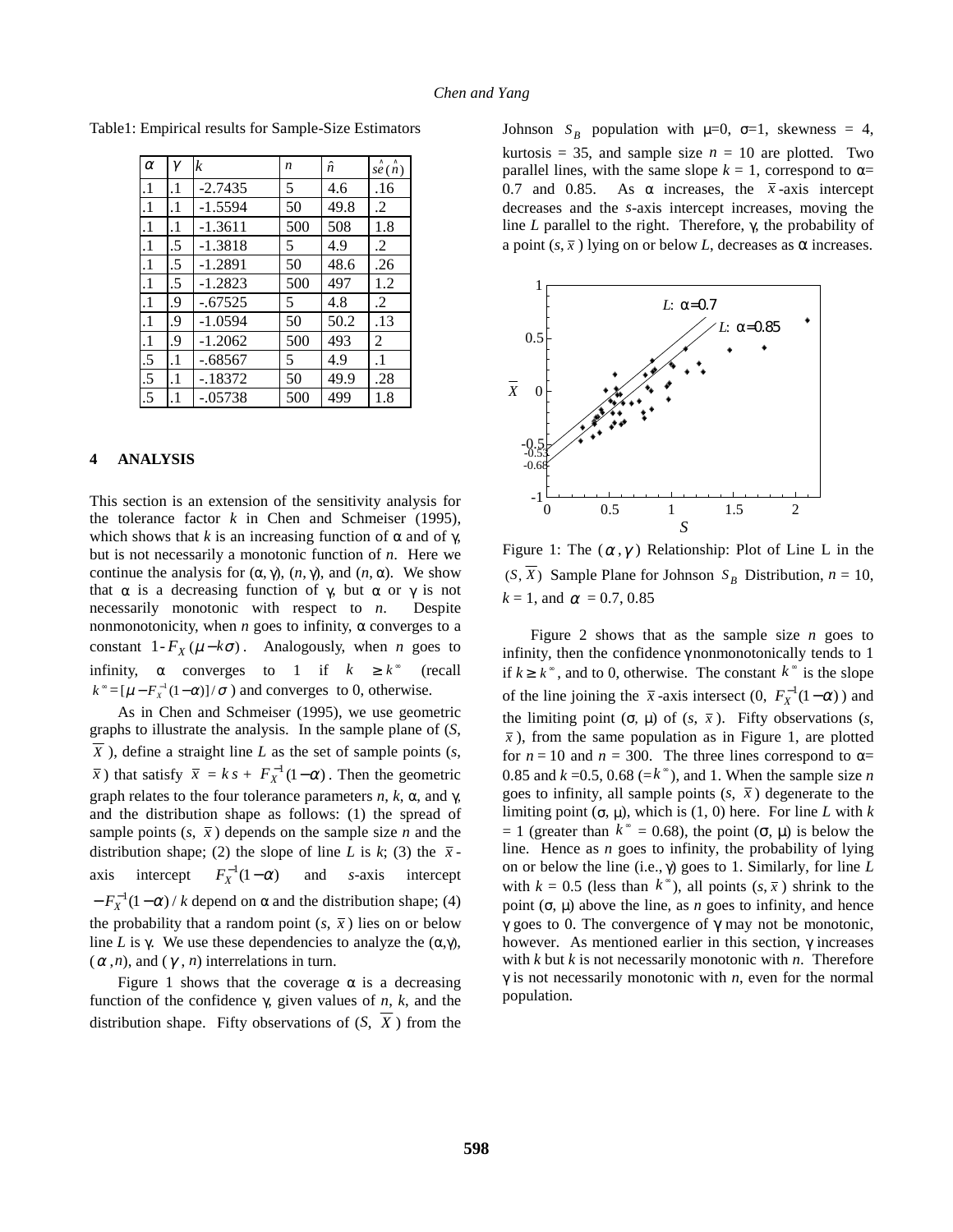Table1: Empirical results for Sample-Size Estimators

| $\alpha$ | $\gamma$ | $k$ | $n$ | $\hat{n}$ | $\hat{se}(\hat{n})$ |
|---|---|---|---|---|---|
| .1 | .1 | -2.7435 | 5 | 4.6 | .16 |
| .1 | .1 | -1.5594 | 50 | 49.8 | .2 |
| .1 | .1 | -1.3611 | 500 | 508 | 1.8 |
| .1 | .5 | -1.3818 | 5 | 4.9 | .2 |
| .1 | .5 | -1.2891 | 50 | 48.6 | .26 |
| .1 | .5 | -1.2823 | 500 | 497 | 1.2 |
| .1 | .9 | -.67525 | 5 | 4.8 | .2 |
| .1 | .9 | -1.0594 | 50 | 50.2 | .13 |
| .1 | .9 | -1.2062 | 500 | 493 | 2 |
| .5 | .1 | -.68567 | 5 | 4.9 | .1 |
| .5 | .1 | -.18372 | 50 | 49.9 | .28 |
| .5 | .1 | -.05738 | 500 | 499 | 1.8 |

## 4 ANALYSIS

This section is an extension of the sensitivity analysis for the tolerance factor $k$ in Chen and Schmeiser (1995), which shows that $k$ is an increasing function of $\alpha$ and of $\gamma$, but is not necessarily a monotonic function of $n$. Here we continue the analysis for ($\alpha$, $\gamma$), ($n$, $\gamma$), and ($n$, $\alpha$). We show that $\alpha$ is a decreasing function of $\gamma$, but $\alpha$ or $\gamma$ is not necessarily monotonic with respect to $n$. Despite nonmonotonicity, when $n$ goes to infinity, $\alpha$ converges to a constant $1 - F_X(\mu - k\sigma)$. Analogously, when $n$ goes to infinity, $\alpha$ converges to 1 if $k \geq k^{\infty}$ (recall $k^{\infty} = [\mu - F_X^{-1}(1-\alpha)]/\sigma$) and converges to 0, otherwise.

As in Chen and Schmeiser (1995), we use geometric graphs to illustrate the analysis. In the sample plane of ($S$, $\overline{X}$), define a straight line $L$ as the set of sample points ($s$, $\bar{x}$) that satisfy $\bar{x} = ks + F_X^{-1}(1-\alpha)$. Then the geometric graph relates to the four tolerance parameters $n$, $k$, $\alpha$, and $\gamma$, and the distribution shape as follows: (1) the spread of sample points ($s$, $\bar{x}$) depends on the sample size $n$ and the distribution shape; (2) the slope of line $L$ is $k$; (3) the $\bar{x}$-axis intercept $F_X^{-1}(1-\alpha)$ and $s$-axis intercept $-F_X^{-1}(1-\alpha)/k$ depend on $\alpha$ and the distribution shape; (4) the probability that a random point ($s$, $\bar{x}$) lies on or below line $L$ is $\gamma$. We use these dependencies to analyze the ($\alpha$,$\gamma$), ($\alpha$, $n$), and ($\gamma$, $n$) interrelations in turn.

Figure 1 shows that the coverage $\alpha$ is a decreasing function of the confidence $\gamma$, given values of $n$, $k$, and the distribution shape. Fifty observations of ($S$, $\overline{X}$) from the Johnson $S_B$ population with $\mu$=0, $\sigma$=1, skewness = 4, kurtosis = 35, and sample size $n$ = 10 are plotted. Two parallel lines, with the same slope $k$ = 1, correspond to $\alpha$= 0.7 and 0.85. As $\alpha$ increases, the $\bar{x}$-axis intercept decreases and the $s$-axis intercept increases, moving the line $L$ parallel to the right. Therefore, $\gamma$, the probability of a point ($s$, $\bar{x}$) lying on or below $L$, decreases as $\alpha$ increases.

Figure 1: The ($\alpha$, $\gamma$) Relationship: Plot of Line L in the ($S$, $\overline{X}$) Sample Plane for Johnson $S_B$ Distribution, $n$ = 10, $k$ = 1, and $\alpha$ = 0.7, 0.85

Figure 2 shows that as the sample size $n$ goes to infinity, then the confidence $\gamma$ nonmonotonically tends to 1 if $k \geq k^{\infty}$, and to 0, otherwise. The constant $k^{\infty}$ is the slope of the line joining the $\bar{x}$-axis intersect (0, $F_X^{-1}(1-\alpha)$) and the limiting point ($\sigma$, $\mu$) of ($s$, $\bar{x}$). Fifty observations ($s$, $\bar{x}$), from the same population as in Figure 1, are plotted for $n$ = 10 and $n$ = 300. The three lines correspond to $\alpha$= 0.85 and $k$ =0.5, 0.68 (=$k^{\infty}$), and 1. When the sample size $n$ goes to infinity, all sample points ($s$, $\bar{x}$) degenerate to the limiting point ($\sigma$, $\mu$), which is (1, 0) here. For line $L$ with $k$ = 1 (greater than $k^{\infty}$ = 0.68), the point ($\sigma$, $\mu$) is below the line. Hence as $n$ goes to infinity, the probability of lying on or below the line (i.e., $\gamma$) goes to 1. Similarly, for line $L$ with $k$ = 0.5 (less than $k^{\infty}$), all points ($s$, $\bar{x}$) shrink to the point ($\sigma$, $\mu$) above the line, as $n$ goes to infinity, and hence $\gamma$ goes to 0. The convergence of $\gamma$ may not be monotonic, however. As mentioned earlier in this section, $\gamma$ increases with $k$ but $k$ is not necessarily monotonic with $n$. Therefore $\gamma$ is not necessarily monotonic with $n$, even for the normal population.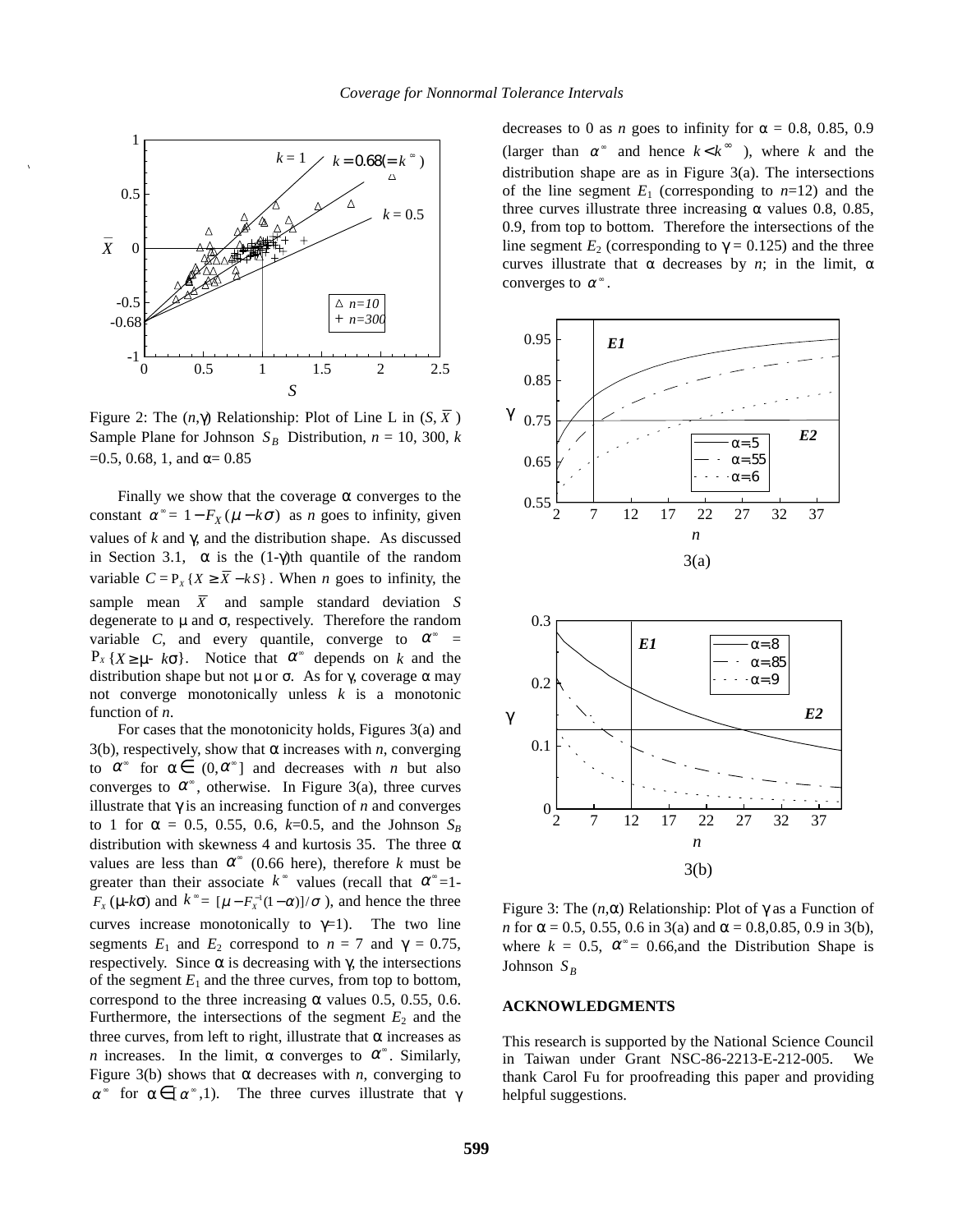Figure 2: The $(n,\gamma)$ Relationship: Plot of Line L in $(S, \bar{X})$ Sample Plane for Johnson $S_B$ Distribution, $n$ = 10, 300, $k$ =0.5, 0.68, 1, and $\alpha$= 0.85

Finally we show that the coverage $\alpha$ converges to the constant $\alpha^\infty = 1 - F_X(\mu - k\sigma)$ as $n$ goes to infinity, given values of $k$ and $\gamma$, and the distribution shape. As discussed in Section 3.1, $\alpha$ is the $(1-\gamma)$th quantile of the random variable $C = P_X\{X \geq \bar{X} - kS\}$. When $n$ goes to infinity, the sample mean $\bar{X}$ and sample standard deviation $S$ degenerate to $\mu$ and $\sigma$, respectively. Therefore the random variable $C$, and every quantile, converge to $\alpha^\infty$ = $P_X\{X \geq \mu - k\sigma\}$. Notice that $\alpha^\infty$ depends on $k$ and the distribution shape but not $\mu$ or $\sigma$. As for $\gamma$, coverage $\alpha$ may not converge monotonically unless $k$ is a monotonic function of $n$.

For cases that the monotonicity holds, Figures 3(a) and 3(b), respectively, show that $\alpha$ increases with $n$, converging to $\alpha^\infty$ for $\alpha \in (0, \alpha^\infty]$ and decreases with $n$ but also converges to $\alpha^\infty$, otherwise. In Figure 3(a), three curves illustrate that $\gamma$ is an increasing function of $n$ and converges to 1 for $\alpha$ = 0.5, 0.55, 0.6, $k$=0.5, and the Johnson $S_B$ distribution with skewness 4 and kurtosis 35. The three $\alpha$ values are less than $\alpha^\infty$ (0.66 here), therefore $k$ must be greater than their associate $k^\infty$ values (recall that $\alpha^\infty$=1-$F_X(\mu - k\sigma)$ and $k^\infty = [\mu - F_X^{-1}(1-\alpha)]/\sigma$ ), and hence the three curves increase monotonically to $\gamma$=1). The two line segments $E_1$ and $E_2$ correspond to $n$ = 7 and $\gamma$ = 0.75, respectively. Since $\alpha$ is decreasing with $\gamma$, the intersections of the segment $E_1$ and the three curves, from top to bottom, correspond to the three increasing $\alpha$ values 0.5, 0.55, 0.6. Furthermore, the intersections of the segment $E_2$ and the three curves, from left to right, illustrate that $\alpha$ increases as $n$ increases. In the limit, $\alpha$ converges to $\alpha^\infty$. Similarly, Figure 3(b) shows that $\alpha$ decreases with $n$, converging to $\alpha^\infty$ for $\alpha \in [\alpha^\infty, 1)$. The three curves illustrate that $\gamma$ decreases to 0 as $n$ goes to infinity for $\alpha$ = 0.8, 0.85, 0.9 (larger than $\alpha^\infty$ and hence $k < k^\infty$ ), where $k$ and the distribution shape are as in Figure 3(a). The intersections of the line segment $E_1$ (corresponding to $n$=12) and the three curves illustrate three increasing $\alpha$ values 0.8, 0.85, 0.9, from top to bottom. Therefore the intersections of the line segment $E_2$ (corresponding to $\gamma$ = 0.125) and the three curves illustrate that $\alpha$ decreases by $n$; in the limit, $\alpha$ converges to $\alpha^\infty$.

3(a)

3(b)

Figure 3: The $(n,\alpha)$ Relationship: Plot of $\gamma$ as a Function of $n$ for $\alpha$ = 0.5, 0.55, 0.6 in 3(a) and $\alpha$ = 0.8,0.85, 0.9 in 3(b), where $k$ = 0.5, $\alpha^\infty$= 0.66,and the Distribution Shape is Johnson $S_B$

## ACKNOWLEDGMENTS

This research is supported by the National Science Council in Taiwan under Grant NSC-86-2213-E-212-005. We thank Carol Fu for proofreading this paper and providing helpful suggestions.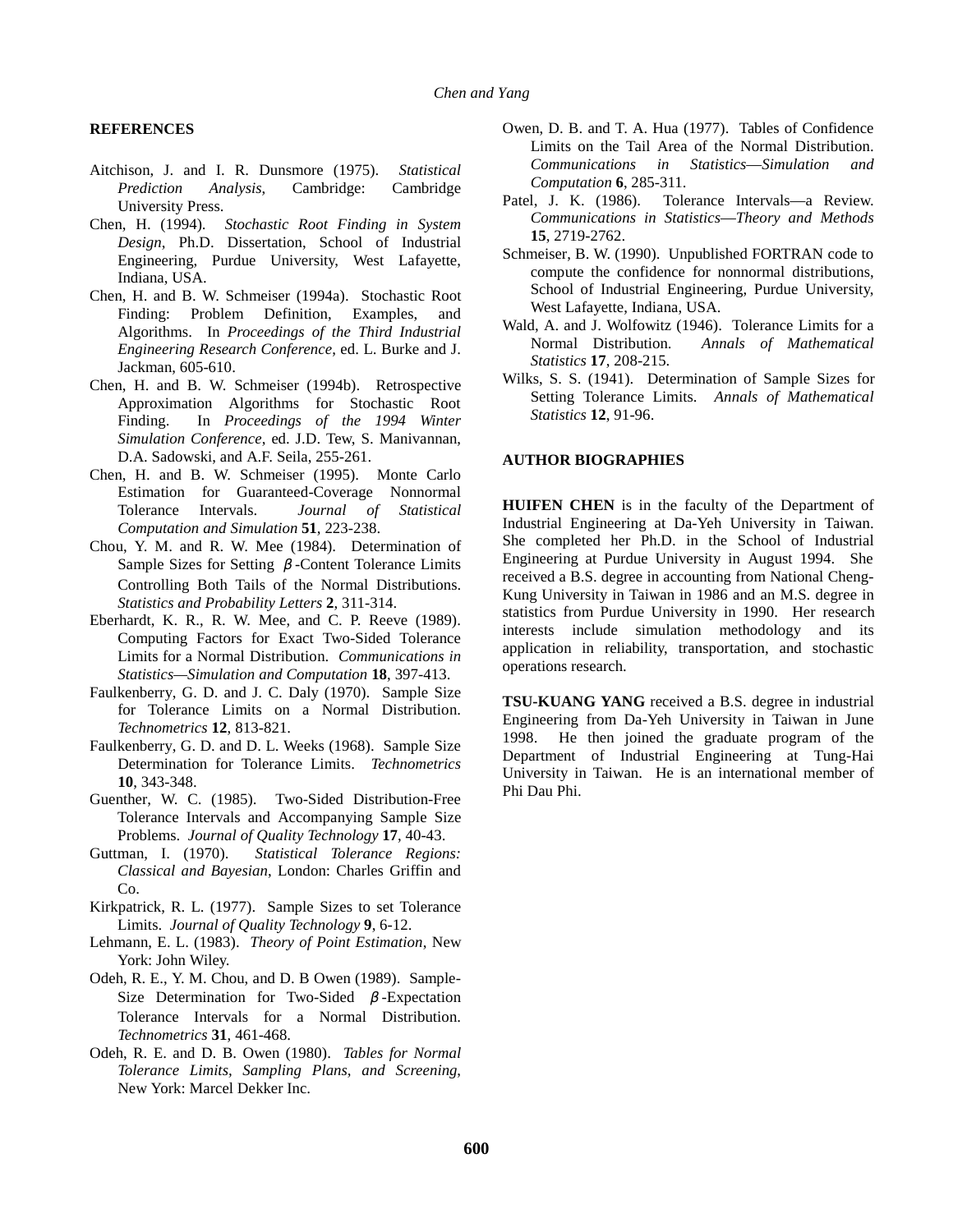## REFERENCES

Aitchison, J. and I. R. Dunsmore (1975). *Statistical Prediction Analysis*, Cambridge: Cambridge University Press.

Chen, H. (1994). *Stochastic Root Finding in System Design*, Ph.D. Dissertation, School of Industrial Engineering, Purdue University, West Lafayette, Indiana, USA.

Chen, H. and B. W. Schmeiser (1994a). Stochastic Root Finding: Problem Definition, Examples, and Algorithms. In *Proceedings of the Third Industrial Engineering Research Conference*, ed. L. Burke and J. Jackman, 605-610.

Chen, H. and B. W. Schmeiser (1994b). Retrospective Approximation Algorithms for Stochastic Root Finding. In *Proceedings of the 1994 Winter Simulation Conference*, ed. J.D. Tew, S. Manivannan, D.A. Sadowski, and A.F. Seila, 255-261.

Chen, H. and B. W. Schmeiser (1995). Monte Carlo Estimation for Guaranteed-Coverage Nonnormal Tolerance Intervals. *Journal of Statistical Computation and Simulation* **51**, 223-238.

Chou, Y. M. and R. W. Mee (1984). Determination of Sample Sizes for Setting $\beta$-Content Tolerance Limits Controlling Both Tails of the Normal Distributions. *Statistics and Probability Letters* **2**, 311-314.

Eberhardt, K. R., R. W. Mee, and C. P. Reeve (1989). Computing Factors for Exact Two-Sided Tolerance Limits for a Normal Distribution. *Communications in Statistics—Simulation and Computation* **18**, 397-413.

Faulkenberry, G. D. and J. C. Daly (1970). Sample Size for Tolerance Limits on a Normal Distribution. *Technometrics* **12**, 813-821.

Faulkenberry, G. D. and D. L. Weeks (1968). Sample Size Determination for Tolerance Limits. *Technometrics* **10**, 343-348.

Guenther, W. C. (1985). Two-Sided Distribution-Free Tolerance Intervals and Accompanying Sample Size Problems. *Journal of Quality Technology* **17**, 40-43.

Guttman, I. (1970). *Statistical Tolerance Regions: Classical and Bayesian*, London: Charles Griffin and Co.

Kirkpatrick, R. L. (1977). Sample Sizes to set Tolerance Limits. *Journal of Quality Technology* **9**, 6-12.

Lehmann, E. L. (1983). *Theory of Point Estimation*, New York: John Wiley.

Odeh, R. E., Y. M. Chou, and D. B Owen (1989). Sample-Size Determination for Two-Sided $\beta$-Expectation Tolerance Intervals for a Normal Distribution. *Technometrics* **31**, 461-468.

Odeh, R. E. and D. B. Owen (1980). *Tables for Normal Tolerance Limits, Sampling Plans, and Screening*, New York: Marcel Dekker Inc.

Owen, D. B. and T. A. Hua (1977). Tables of Confidence Limits on the Tail Area of the Normal Distribution. *Communications in Statistics—Simulation and Computation* **6**, 285-311.

Patel, J. K. (1986). Tolerance Intervals—a Review. *Communications in Statistics—Theory and Methods* **15**, 2719-2762.

Schmeiser, B. W. (1990). Unpublished FORTRAN code to compute the confidence for nonnormal distributions, School of Industrial Engineering, Purdue University, West Lafayette, Indiana, USA.

Wald, A. and J. Wolfowitz (1946). Tolerance Limits for a Normal Distribution. *Annals of Mathematical Statistics* **17**, 208-215.

Wilks, S. S. (1941). Determination of Sample Sizes for Setting Tolerance Limits. *Annals of Mathematical Statistics* **12**, 91-96.

## AUTHOR BIOGRAPHIES

**HUIFEN CHEN** is in the faculty of the Department of Industrial Engineering at Da-Yeh University in Taiwan. She completed her Ph.D. in the School of Industrial Engineering at Purdue University in August 1994. She received a B.S. degree in accounting from National Cheng-Kung University in Taiwan in 1986 and an M.S. degree in statistics from Purdue University in 1990. Her research interests include simulation methodology and its application in reliability, transportation, and stochastic operations research.

**TSU-KUANG YANG** received a B.S. degree in industrial Engineering from Da-Yeh University in Taiwan in June 1998. He then joined the graduate program of the Department of Industrial Engineering at Tung-Hai University in Taiwan. He is an international member of Phi Dau Phi.